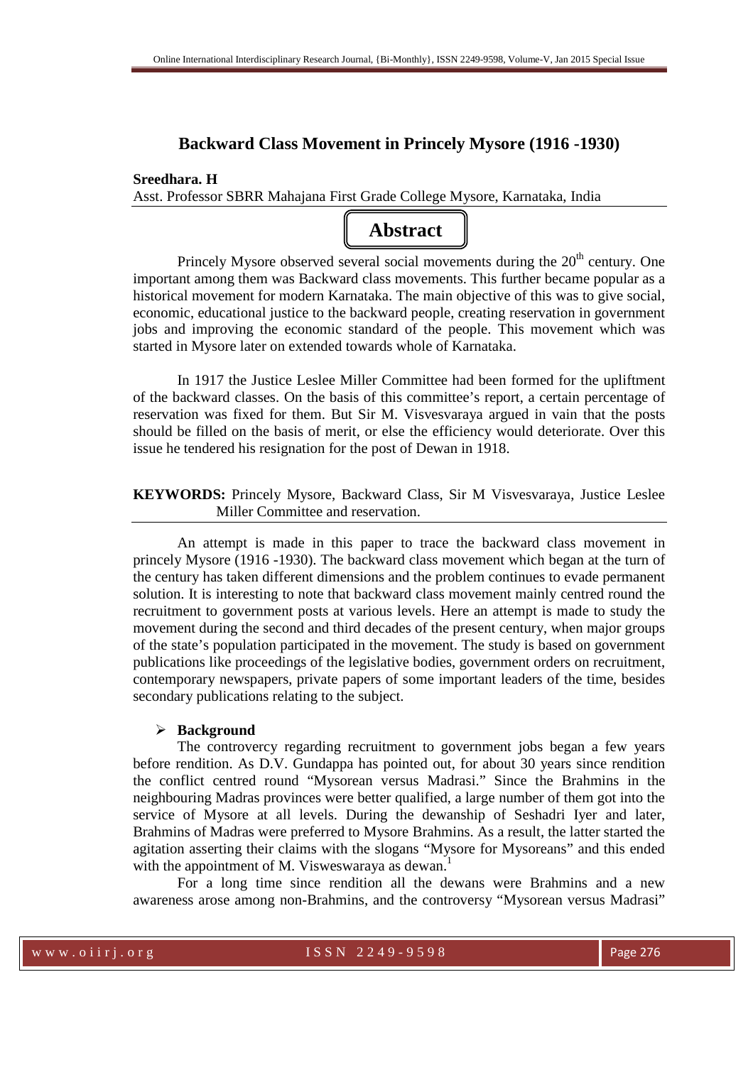# Backward Class Movement in Princely Mysore (1916 -1930)

**Sreedhara. H**

Asst. Professor SBRR Mahajana First Grade College Mysore, Karnataka, India

## Abstract

Princely Mysore observed several social movements during the 20th century. One important among them was Backward class movements. This further became popular as a historical movement for modern Karnataka. The main objective of this was to give social, economic, educational justice to the backward people, creating reservation in government jobs and improving the economic standard of the people. This movement which was started in Mysore later on extended towards whole of Karnataka.

In 1917 the Justice Leslee Miller Committee had been formed for the upliftment of the backward classes. On the basis of this committee's report, a certain percentage of reservation was fixed for them. But Sir M. Visvesvaraya argued in vain that the posts should be filled on the basis of merit, or else the efficiency would deteriorate. Over this issue he tendered his resignation for the post of Dewan in 1918.

**KEYWORDS:** Princely Mysore, Backward Class, Sir M Visvesvaraya, Justice Leslee Miller Committee and reservation.

An attempt is made in this paper to trace the backward class movement in princely Mysore (1916 -1930). The backward class movement which began at the turn of the century has taken different dimensions and the problem continues to evade permanent solution. It is interesting to note that backward class movement mainly centred round the recruitment to government posts at various levels. Here an attempt is made to study the movement during the second and third decades of the present century, when major groups of the state's population participated in the movement. The study is based on government publications like proceedings of the legislative bodies, government orders on recruitment, contemporary newspapers, private papers of some important leaders of the time, besides secondary publications relating to the subject.

- **Background**

The controvercy regarding recruitment to government jobs began a few years before rendition. As D.V. Gundappa has pointed out, for about 30 years since rendition the conflict centred round "Mysorean versus Madrasi." Since the Brahmins in the neighbouring Madras provinces were better qualified, a large number of them got into the service of Mysore at all levels. During the dewanship of Seshadri Iyer and later, Brahmins of Madras were preferred to Mysore Brahmins. As a result, the latter started the agitation asserting their claims with the slogans "Mysore for Mysoreans" and this ended with the appointment of M. Visweswaraya as dewan.[1]

For a long time since rendition all the dewans were Brahmins and a new awareness arose among non-Brahmins, and the controversy "Mysorean versus Madrasi"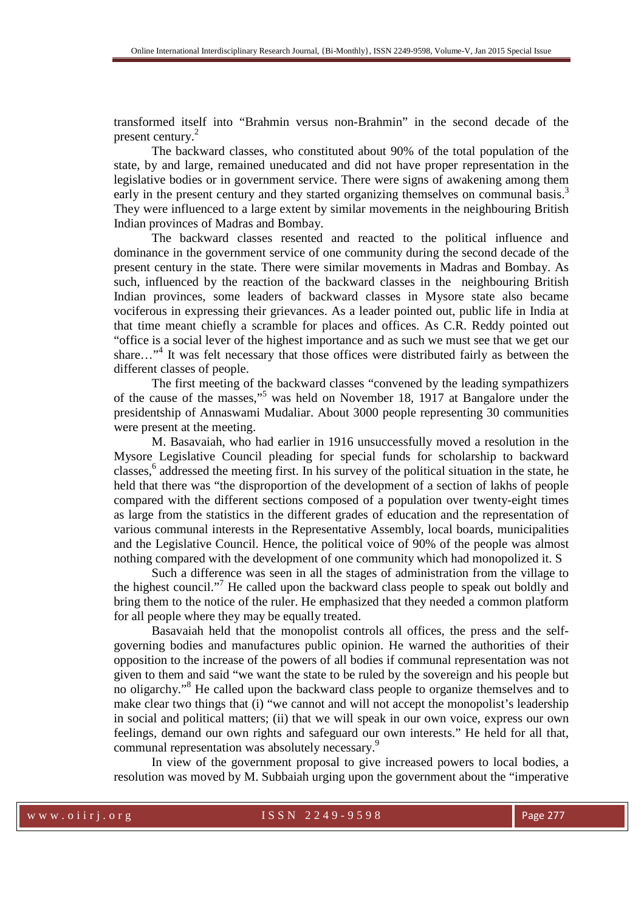transformed itself into "Brahmin versus non-Brahmin" in the second decade of the present century.[2]

The backward classes, who constituted about 90% of the total population of the state, by and large, remained uneducated and did not have proper representation in the legislative bodies or in government service. There were signs of awakening among them early in the present century and they started organizing themselves on communal basis.[3] They were influenced to a large extent by similar movements in the neighbouring British Indian provinces of Madras and Bombay.

The backward classes resented and reacted to the political influence and dominance in the government service of one community during the second decade of the present century in the state. There were similar movements in Madras and Bombay. As such, influenced by the reaction of the backward classes in the neighbouring British Indian provinces, some leaders of backward classes in Mysore state also became vociferous in expressing their grievances. As a leader pointed out, public life in India at that time meant chiefly a scramble for places and offices. As C.R. Reddy pointed out "office is a social lever of the highest importance and as such we must see that we get our share…"[4] It was felt necessary that those offices were distributed fairly as between the different classes of people.

The first meeting of the backward classes "convened by the leading sympathizers of the cause of the masses,"[5] was held on November 18, 1917 at Bangalore under the presidentship of Annaswami Mudaliar. About 3000 people representing 30 communities were present at the meeting.

M. Basavaiah, who had earlier in 1916 unsuccessfully moved a resolution in the Mysore Legislative Council pleading for special funds for scholarship to backward classes,[6] addressed the meeting first. In his survey of the political situation in the state, he held that there was "the disproportion of the development of a section of lakhs of people compared with the different sections composed of a population over twenty-eight times as large from the statistics in the different grades of education and the representation of various communal interests in the Representative Assembly, local boards, municipalities and the Legislative Council. Hence, the political voice of 90% of the people was almost nothing compared with the development of one community which had monopolized it. S

Such a difference was seen in all the stages of administration from the village to the highest council."[7] He called upon the backward class people to speak out boldly and bring them to the notice of the ruler. He emphasized that they needed a common platform for all people where they may be equally treated.

Basavaiah held that the monopolist controls all offices, the press and the self-governing bodies and manufactures public opinion. He warned the authorities of their opposition to the increase of the powers of all bodies if communal representation was not given to them and said "we want the state to be ruled by the sovereign and his people but no oligarchy."[8] He called upon the backward class people to organize themselves and to make clear two things that (i) "we cannot and will not accept the monopolist's leadership in social and political matters; (ii) that we will speak in our own voice, express our own feelings, demand our own rights and safeguard our own interests." He held for all that, communal representation was absolutely necessary.[9]

In view of the government proposal to give increased powers to local bodies, a resolution was moved by M. Subbaiah urging upon the government about the "imperative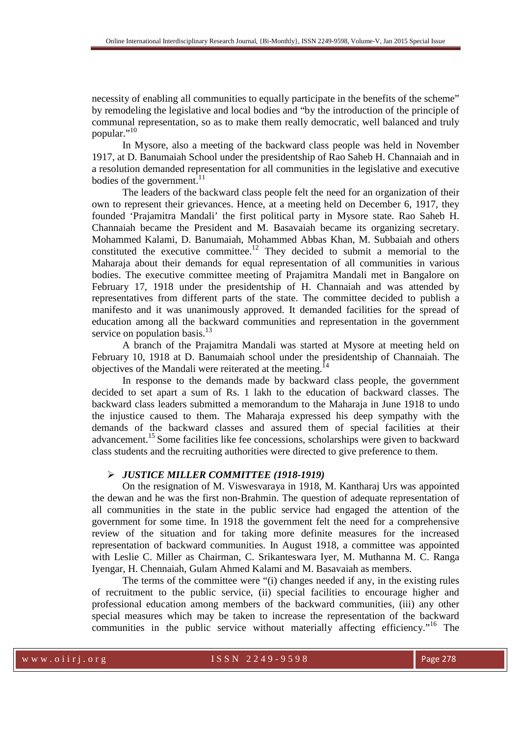necessity of enabling all communities to equally participate in the benefits of the scheme" by remodeling the legislative and local bodies and "by the introduction of the principle of communal representation, so as to make them really democratic, well balanced and truly popular."[10]

In Mysore, also a meeting of the backward class people was held in November 1917, at D. Banumaiah School under the presidentship of Rao Saheb H. Channaiah and in a resolution demanded representation for all communities in the legislative and executive bodies of the government.[11]

The leaders of the backward class people felt the need for an organization of their own to represent their grievances. Hence, at a meeting held on December 6, 1917, they founded 'Prajamitra Mandali' the first political party in Mysore state. Rao Saheb H. Channaiah became the President and M. Basavaiah became its organizing secretary. Mohammed Kalami, D. Banumaiah, Mohammed Abbas Khan, M. Subbaiah and others constituted the executive committee.[12] They decided to submit a memorial to the Maharaja about their demands for equal representation of all communities in various bodies. The executive committee meeting of Prajamitra Mandali met in Bangalore on February 17, 1918 under the presidentship of H. Channaiah and was attended by representatives from different parts of the state. The committee decided to publish a manifesto and it was unanimously approved. It demanded facilities for the spread of education among all the backward communities and representation in the government service on population basis.[13]

A branch of the Prajamitra Mandali was started at Mysore at meeting held on February 10, 1918 at D. Banumaiah school under the presidentship of Channaiah. The objectives of the Mandali were reiterated at the meeting.[14]

In response to the demands made by backward class people, the government decided to set apart a sum of Rs. 1 lakh to the education of backward classes. The backward class leaders submitted a memorandum to the Maharaja in June 1918 to undo the injustice caused to them. The Maharaja expressed his deep sympathy with the demands of the backward classes and assured them of special facilities at their advancement.[15] Some facilities like fee concessions, scholarships were given to backward class students and the recruiting authorities were directed to give preference to them.

- ***JUSTICE MILLER COMMITTEE (1918-1919)***

On the resignation of M. Viswesvaraya in 1918, M. Kantharaj Urs was appointed the dewan and he was the first non-Brahmin. The question of adequate representation of all communities in the state in the public service had engaged the attention of the government for some time. In 1918 the government felt the need for a comprehensive review of the situation and for taking more definite measures for the increased representation of backward communities. In August 1918, a committee was appointed with Leslie C. Miller as Chairman, C. Srikanteswara Iyer, M. Muthanna M. C. Ranga Iyengar, H. Chennaiah, Gulam Ahmed Kalami and M. Basavaiah as members.

The terms of the committee were "(i) changes needed if any, in the existing rules of recruitment to the public service, (ii) special facilities to encourage higher and professional education among members of the backward communities, (iii) any other special measures which may be taken to increase the representation of the backward communities in the public service without materially affecting efficiency."[16] The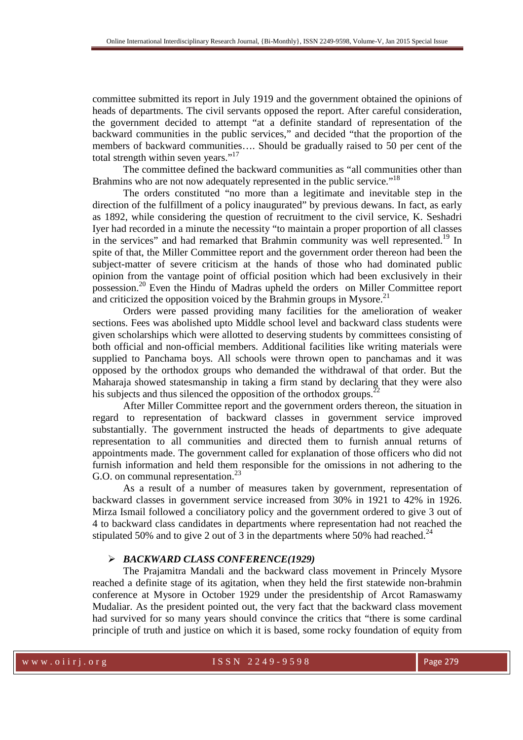committee submitted its report in July 1919 and the government obtained the opinions of heads of departments. The civil servants opposed the report. After careful consideration, the government decided to attempt "at a definite standard of representation of the backward communities in the public services," and decided "that the proportion of the members of backward communities…. Should be gradually raised to 50 per cent of the total strength within seven years."[17]

The committee defined the backward communities as "all communities other than Brahmins who are not now adequately represented in the public service."[18]

The orders constituted "no more than a legitimate and inevitable step in the direction of the fulfillment of a policy inaugurated" by previous dewans. In fact, as early as 1892, while considering the question of recruitment to the civil service, K. Seshadri Iyer had recorded in a minute the necessity "to maintain a proper proportion of all classes in the services" and had remarked that Brahmin community was well represented.[19] In spite of that, the Miller Committee report and the government order thereon had been the subject-matter of severe criticism at the hands of those who had dominated public opinion from the vantage point of official position which had been exclusively in their possession.[20] Even the Hindu of Madras upheld the orders on Miller Committee report and criticized the opposition voiced by the Brahmin groups in Mysore.[21]

Orders were passed providing many facilities for the amelioration of weaker sections. Fees was abolished upto Middle school level and backward class students were given scholarships which were allotted to deserving students by committees consisting of both official and non-official members. Additional facilities like writing materials were supplied to Panchama boys. All schools were thrown open to panchamas and it was opposed by the orthodox groups who demanded the withdrawal of that order. But the Maharaja showed statesmanship in taking a firm stand by declaring that they were also his subjects and thus silenced the opposition of the orthodox groups.[22]

After Miller Committee report and the government orders thereon, the situation in regard to representation of backward classes in government service improved substantially. The government instructed the heads of departments to give adequate representation to all communities and directed them to furnish annual returns of appointments made. The government called for explanation of those officers who did not furnish information and held them responsible for the omissions in not adhering to the G.O. on communal representation.[23]

As a result of a number of measures taken by government, representation of backward classes in government service increased from 30% in 1921 to 42% in 1926. Mirza Ismail followed a conciliatory policy and the government ordered to give 3 out of 4 to backward class candidates in departments where representation had not reached the stipulated 50% and to give 2 out of 3 in the departments where 50% had reached.[24]

- ***BACKWARD CLASS CONFERENCE(1929)***

The Prajamitra Mandali and the backward class movement in Princely Mysore reached a definite stage of its agitation, when they held the first statewide non-brahmin conference at Mysore in October 1929 under the presidentship of Arcot Ramaswamy Mudaliar. As the president pointed out, the very fact that the backward class movement had survived for so many years should convince the critics that "there is some cardinal principle of truth and justice on which it is based, some rocky foundation of equity from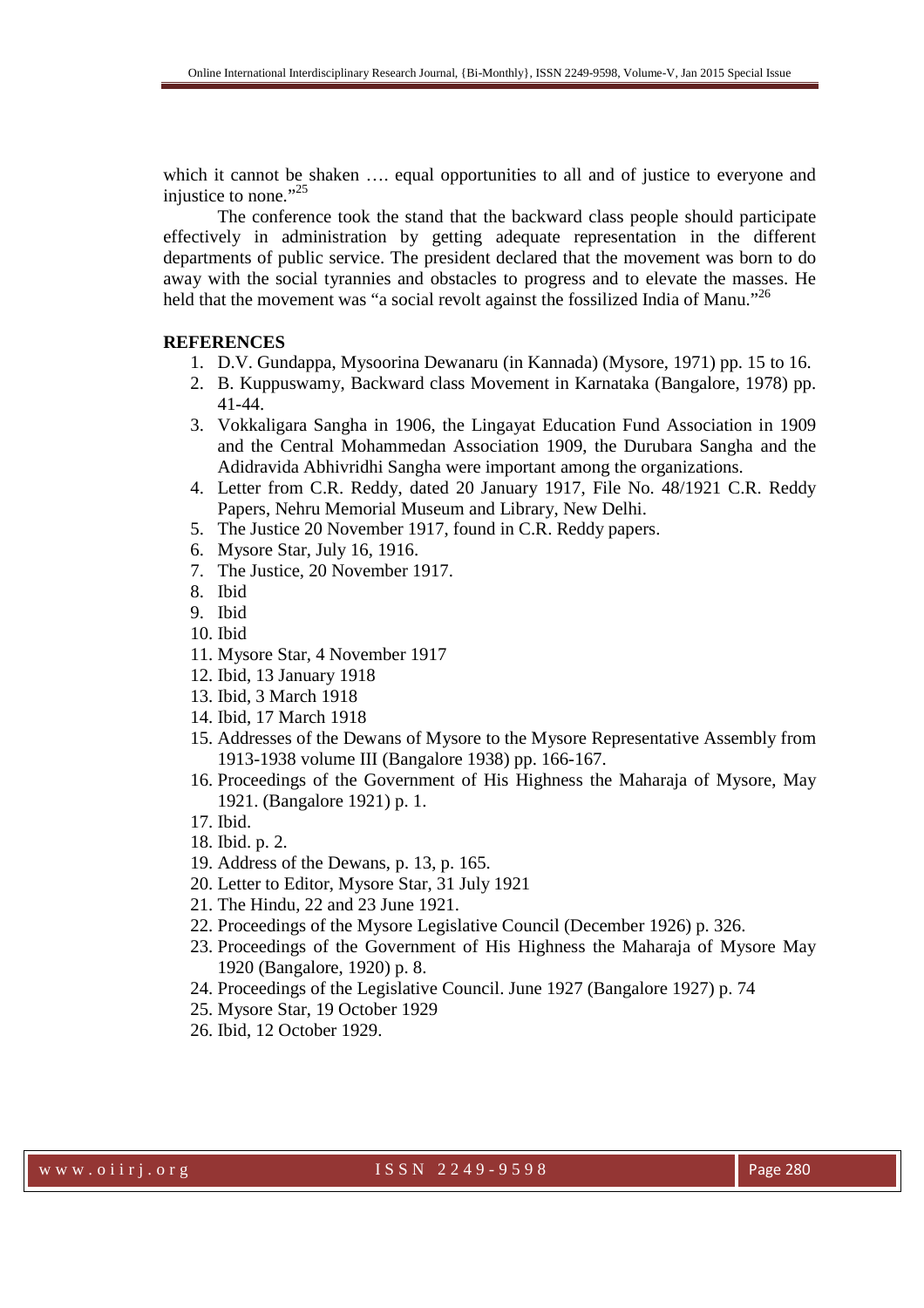which it cannot be shaken …. equal opportunities to all and of justice to everyone and injustice to none."[25]

The conference took the stand that the backward class people should participate effectively in administration by getting adequate representation in the different departments of public service. The president declared that the movement was born to do away with the social tyrannies and obstacles to progress and to elevate the masses. He held that the movement was "a social revolt against the fossilized India of Manu."[26]

**REFERENCES**

1. D.V. Gundappa, Mysoorina Dewanaru (in Kannada) (Mysore, 1971) pp. 15 to 16.
2. B. Kuppuswamy, Backward class Movement in Karnataka (Bangalore, 1978) pp. 41-44.
3. Vokkaligara Sangha in 1906, the Lingayat Education Fund Association in 1909 and the Central Mohammedan Association 1909, the Durubara Sangha and the Adidravida Abhivridhi Sangha were important among the organizations.
4. Letter from C.R. Reddy, dated 20 January 1917, File No. 48/1921 C.R. Reddy Papers, Nehru Memorial Museum and Library, New Delhi.
5. The Justice 20 November 1917, found in C.R. Reddy papers.
6. Mysore Star, July 16, 1916.
7. The Justice, 20 November 1917.
8. Ibid
9. Ibid
10. Ibid
11. Mysore Star, 4 November 1917
12. Ibid, 13 January 1918
13. Ibid, 3 March 1918
14. Ibid, 17 March 1918
15. Addresses of the Dewans of Mysore to the Mysore Representative Assembly from 1913-1938 volume III (Bangalore 1938) pp. 166-167.
16. Proceedings of the Government of His Highness the Maharaja of Mysore, May 1921. (Bangalore 1921) p. 1.
17. Ibid.
18. Ibid. p. 2.
19. Address of the Dewans, p. 13, p. 165.
20. Letter to Editor, Mysore Star, 31 July 1921
21. The Hindu, 22 and 23 June 1921.
22. Proceedings of the Mysore Legislative Council (December 1926) p. 326.
23. Proceedings of the Government of His Highness the Maharaja of Mysore May 1920 (Bangalore, 1920) p. 8.
24. Proceedings of the Legislative Council. June 1927 (Bangalore 1927) p. 74
25. Mysore Star, 19 October 1929
26. Ibid, 12 October 1929.